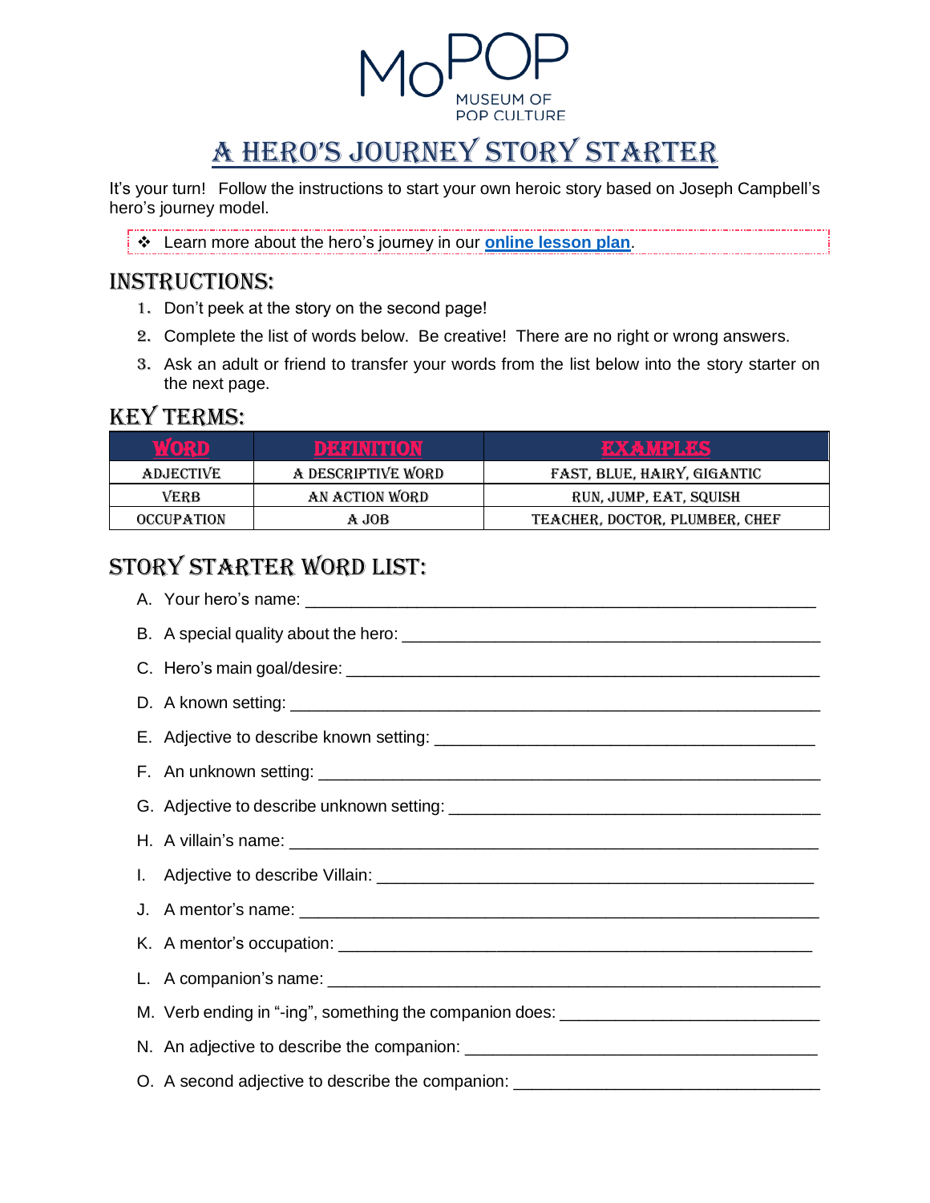MoPOP
MUSEUM OF POP CULTURE

# A HERO'S JOURNEY STORY STARTER

It's your turn! Follow the instructions to start your own heroic story based on Joseph Campbell's hero's journey model.

- Learn more about the hero's journey in our **online lesson plan**.

## INSTRUCTIONS:

1. Don't peek at the story on the second page!
2. Complete the list of words below. Be creative! There are no right or wrong answers.
3. Ask an adult or friend to transfer your words from the list below into the story starter on the next page.

## KEY TERMS:

| WORD | DEFINITION | EXAMPLES |
|---|---|---|
| ADJECTIVE | A DESCRIPTIVE WORD | FAST, BLUE, HAIRY, GIGANTIC |
| VERB | AN ACTION WORD | RUN, JUMP, EAT, SQUISH |
| OCCUPATION | A JOB | TEACHER, DOCTOR, PLUMBER, CHEF |

## STORY STARTER WORD LIST:

A. Your hero's name: ________________________________________________

B. A special quality about the hero: ____________________________________

C. Hero's main goal/desire: _________________________________________

D. A known setting: _______________________________________________

E. Adjective to describe known setting: _________________________________

F. An unknown setting: _____________________________________________

G. Adjective to describe unknown setting: _______________________________

H. A villain's name: _______________________________________________

I. Adjective to describe Villain: ______________________________________

J. A mentor's name: ______________________________________________

K. A mentor's occupation: __________________________________________

L. A companion's name: ____________________________________________

M. Verb ending in "-ing", something the companion does: _____________________

N. An adjective to describe the companion: ______________________________

O. A second adjective to describe the companion: __________________________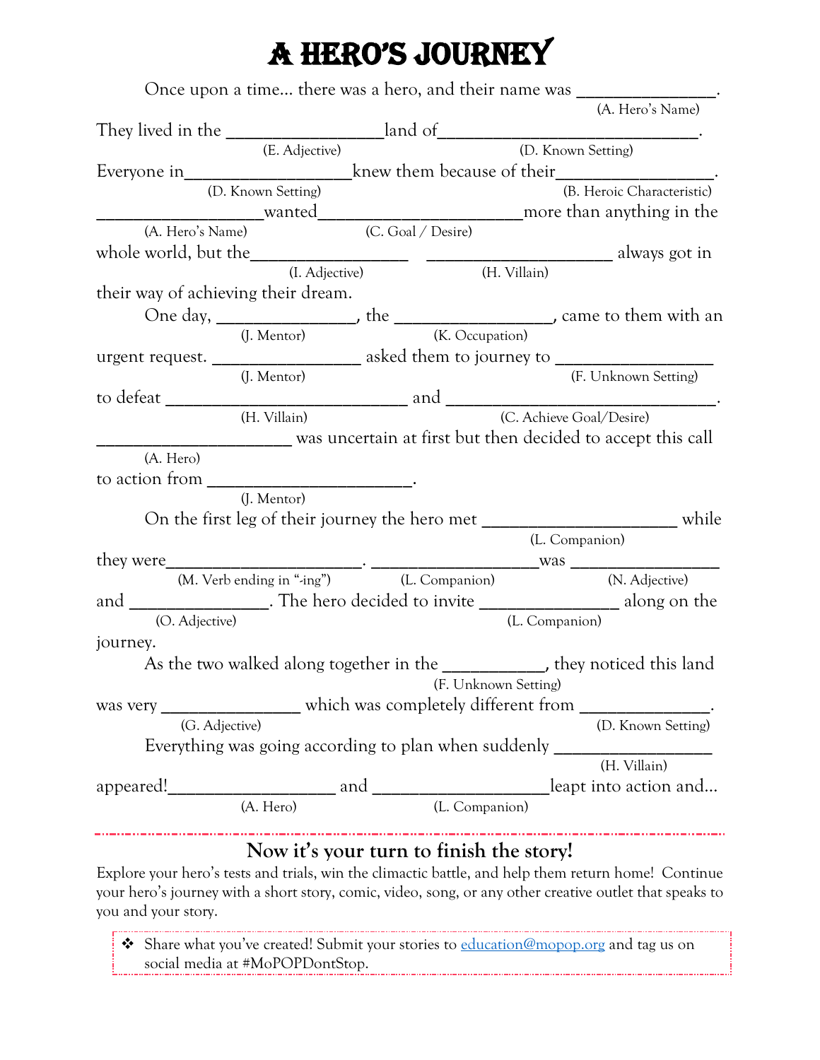# A HERO'S JOURNEY

Once upon a time… there was a hero, and their name was _______________.
(A. Hero's Name)

They lived in the _________________ land of _____________________________.
(E. Adjective) (D. Known Setting)

Everyone in _________________ knew them because of their _________________.
(D. Known Setting) (B. Heroic Characteristic)

_________________ wanted _____________________ more than anything in the
(A. Hero's Name) (C. Goal / Desire)

whole world, but the _________________ _____________________ always got in
(I. Adjective) (H. Villain)

their way of achieving their dream.

One day, _______________, the _________________, came to them with an
(J. Mentor) (K. Occupation)

urgent request. _______________ asked them to journey to _________________
(J. Mentor) (F. Unknown Setting)

to defeat __________________________ and _____________________________.
(H. Villain) (C. Achieve Goal/Desire)

_____________________ was uncertain at first but then decided to accept this call
(A. Hero)

to action from _____________________.
(J. Mentor)

On the first leg of their journey the hero met _____________________ while
(L. Companion)

they were _____________________. _________________ was _________________
(M. Verb ending in "-ing") (L. Companion) (N. Adjective)

and _______________. The hero decided to invite _______________ along on the
(O. Adjective) (L. Companion)

journey.

As the two walked along together in the ___________, they noticed this land
(F. Unknown Setting)

was very _______________ which was completely different from ______________.
(G. Adjective) (D. Known Setting)

Everything was going according to plan when suddenly _________________
(H. Villain)

appeared! _________________ and _________________ leapt into action and…
(A. Hero) (L. Companion)

---

## Now it's your turn to finish the story!

Explore your hero's tests and trials, win the climactic battle, and help them return home! Continue your hero's journey with a short story, comic, video, song, or any other creative outlet that speaks to you and your story.

- Share what you've created! Submit your stories to education@mopop.org and tag us on social media at #MoPOPDontStop.